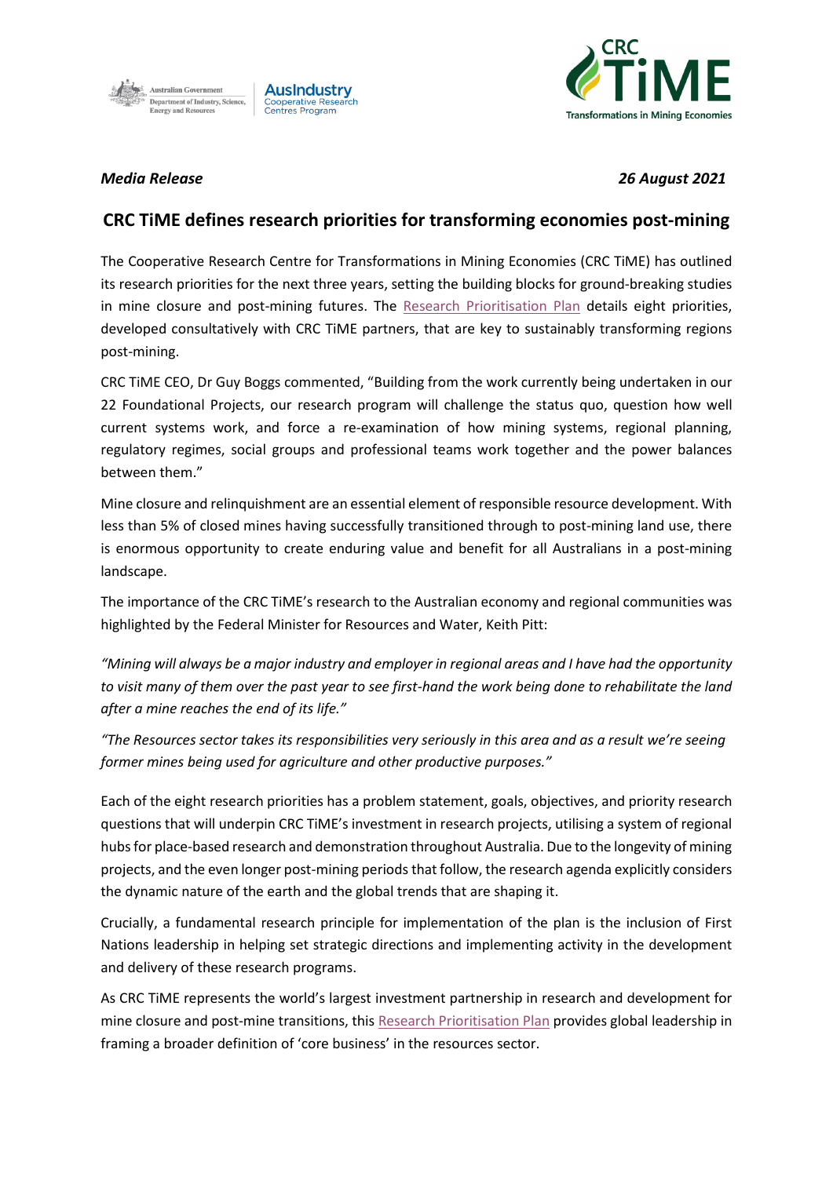*Media Release* *26 August 2021*

# CRC TiME defines research priorities for transforming economies post-mining

The Cooperative Research Centre for Transformations in Mining Economies (CRC TiME) has outlined its research priorities for the next three years, setting the building blocks for ground-breaking studies in mine closure and post-mining futures. The Research Prioritisation Plan details eight priorities, developed consultatively with CRC TiME partners, that are key to sustainably transforming regions post-mining.

CRC TiME CEO, Dr Guy Boggs commented, "Building from the work currently being undertaken in our 22 Foundational Projects, our research program will challenge the status quo, question how well current systems work, and force a re-examination of how mining systems, regional planning, regulatory regimes, social groups and professional teams work together and the power balances between them."

Mine closure and relinquishment are an essential element of responsible resource development. With less than 5% of closed mines having successfully transitioned through to post-mining land use, there is enormous opportunity to create enduring value and benefit for all Australians in a post-mining landscape.

The importance of the CRC TiME's research to the Australian economy and regional communities was highlighted by the Federal Minister for Resources and Water, Keith Pitt:

*"Mining will always be a major industry and employer in regional areas and I have had the opportunity to visit many of them over the past year to see first-hand the work being done to rehabilitate the land after a mine reaches the end of its life."*

*"The Resources sector takes its responsibilities very seriously in this area and as a result we're seeing former mines being used for agriculture and other productive purposes."*

Each of the eight research priorities has a problem statement, goals, objectives, and priority research questions that will underpin CRC TiME's investment in research projects, utilising a system of regional hubs for place-based research and demonstration throughout Australia. Due to the longevity of mining projects, and the even longer post-mining periods that follow, the research agenda explicitly considers the dynamic nature of the earth and the global trends that are shaping it.

Crucially, a fundamental research principle for implementation of the plan is the inclusion of First Nations leadership in helping set strategic directions and implementing activity in the development and delivery of these research programs.

As CRC TiME represents the world's largest investment partnership in research and development for mine closure and post-mine transitions, this Research Prioritisation Plan provides global leadership in framing a broader definition of 'core business' in the resources sector.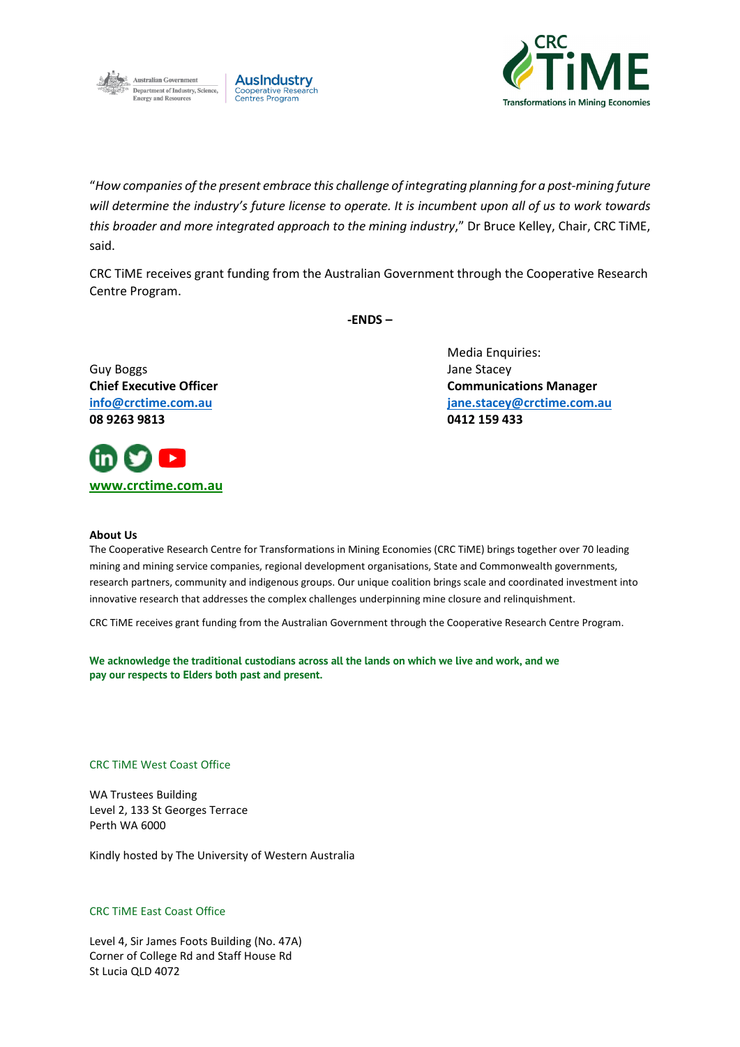"*How companies of the present embrace this challenge of integrating planning for a post-mining future will determine the industry's future license to operate. It is incumbent upon all of us to work towards this broader and more integrated approach to the mining industry*," Dr Bruce Kelley, Chair, CRC TiME, said.

CRC TiME receives grant funding from the Australian Government through the Cooperative Research Centre Program.

**-ENDS –**

Guy Boggs
**Chief Executive Officer**
**info@crctime.com.au**
**08 9263 9813**

Media Enquiries:
Jane Stacey
**Communications Manager**
**jane.stacey@crctime.com.au**
**0412 159 433**

**www.crctime.com.au**

**About Us**

The Cooperative Research Centre for Transformations in Mining Economies (CRC TiME) brings together over 70 leading mining and mining service companies, regional development organisations, State and Commonwealth governments, research partners, community and indigenous groups. Our unique coalition brings scale and coordinated investment into innovative research that addresses the complex challenges underpinning mine closure and relinquishment.

CRC TiME receives grant funding from the Australian Government through the Cooperative Research Centre Program.

**We acknowledge the traditional custodians across all the lands on which we live and work, and we pay our respects to Elders both past and present.**

CRC TiME West Coast Office

WA Trustees Building
Level 2, 133 St Georges Terrace
Perth WA 6000

Kindly hosted by The University of Western Australia

CRC TiME East Coast Office

Level 4, Sir James Foots Building (No. 47A)
Corner of College Rd and Staff House Rd
St Lucia QLD 4072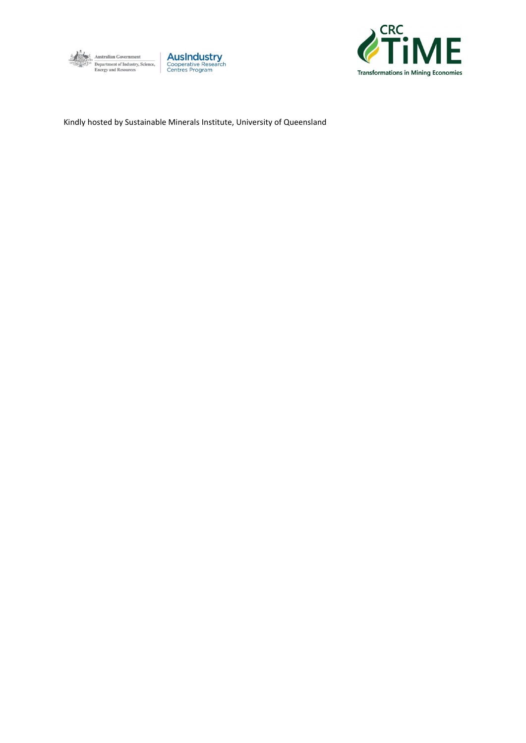Kindly hosted by Sustainable Minerals Institute, University of Queensland